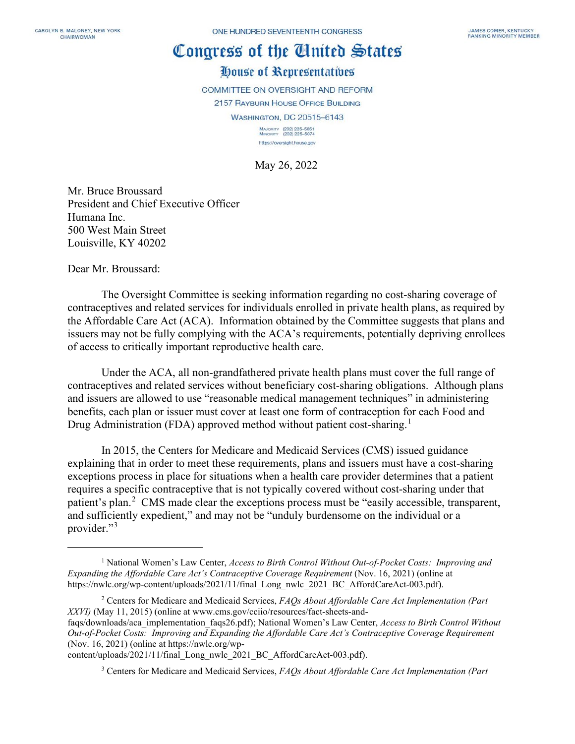CAROLYN B. MALONEY, NEW YORK
CHAIRWOMAN

ONE HUNDRED SEVENTEENTH CONGRESS

JAMES COMER, KENTUCKY
RANKING MINORITY MEMBER

# Congress of the United States

## House of Representatives

COMMITTEE ON OVERSIGHT AND REFORM
2157 RAYBURN HOUSE OFFICE BUILDING
WASHINGTON, DC 20515–6143

MAJORITY (202) 225-5051
MINORITY (202) 225-5074
https://oversight.house.gov

May 26, 2022

Mr. Bruce Broussard
President and Chief Executive Officer
Humana Inc.
500 West Main Street
Louisville, KY 40202

Dear Mr. Broussard:

The Oversight Committee is seeking information regarding no cost-sharing coverage of contraceptives and related services for individuals enrolled in private health plans, as required by the Affordable Care Act (ACA). Information obtained by the Committee suggests that plans and issuers may not be fully complying with the ACA's requirements, potentially depriving enrollees of access to critically important reproductive health care.

Under the ACA, all non-grandfathered private health plans must cover the full range of contraceptives and related services without beneficiary cost-sharing obligations. Although plans and issuers are allowed to use "reasonable medical management techniques" in administering benefits, each plan or issuer must cover at least one form of contraception for each Food and Drug Administration (FDA) approved method without patient cost-sharing.[1]

In 2015, the Centers for Medicare and Medicaid Services (CMS) issued guidance explaining that in order to meet these requirements, plans and issuers must have a cost-sharing exceptions process in place for situations when a health care provider determines that a patient requires a specific contraceptive that is not typically covered without cost-sharing under that patient's plan.[2] CMS made clear the exceptions process must be "easily accessible, transparent, and sufficiently expedient," and may not be "unduly burdensome on the individual or a provider."[3]

---

[1] National Women's Law Center, *Access to Birth Control Without Out-of-Pocket Costs: Improving and Expanding the Affordable Care Act's Contraceptive Coverage Requirement* (Nov. 16, 2021) (online at https://nwlc.org/wp-content/uploads/2021/11/final_Long_nwlc_2021_BC_AffordCareAct-003.pdf).

[2] Centers for Medicare and Medicaid Services, *FAQs About Affordable Care Act Implementation (Part XXVI)* (May 11, 2015) (online at www.cms.gov/cciio/resources/fact-sheets-and-faqs/downloads/aca_implementation_faqs26.pdf); National Women's Law Center, *Access to Birth Control Without Out-of-Pocket Costs: Improving and Expanding the Affordable Care Act's Contraceptive Coverage Requirement* (Nov. 16, 2021) (online at https://nwlc.org/wp-content/uploads/2021/11/final_Long_nwlc_2021_BC_AffordCareAct-003.pdf).

[3] Centers for Medicare and Medicaid Services, *FAQs About Affordable Care Act Implementation (Part*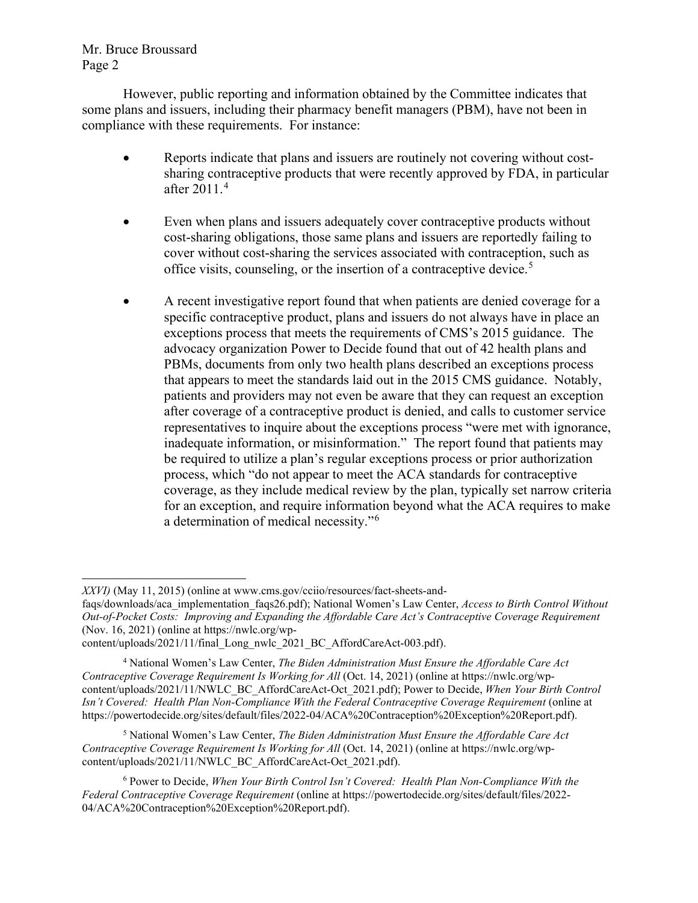However, public reporting and information obtained by the Committee indicates that some plans and issuers, including their pharmacy benefit managers (PBM), have not been in compliance with these requirements. For instance:

- Reports indicate that plans and issuers are routinely not covering without cost-sharing contraceptive products that were recently approved by FDA, in particular after 2011.[4]

- Even when plans and issuers adequately cover contraceptive products without cost-sharing obligations, those same plans and issuers are reportedly failing to cover without cost-sharing the services associated with contraception, such as office visits, counseling, or the insertion of a contraceptive device.[5]

- A recent investigative report found that when patients are denied coverage for a specific contraceptive product, plans and issuers do not always have in place an exceptions process that meets the requirements of CMS's 2015 guidance. The advocacy organization Power to Decide found that out of 42 health plans and PBMs, documents from only two health plans described an exceptions process that appears to meet the standards laid out in the 2015 CMS guidance. Notably, patients and providers may not even be aware that they can request an exception after coverage of a contraceptive product is denied, and calls to customer service representatives to inquire about the exceptions process "were met with ignorance, inadequate information, or misinformation." The report found that patients may be required to utilize a plan's regular exceptions process or prior authorization process, which "do not appear to meet the ACA standards for contraceptive coverage, as they include medical review by the plan, typically set narrow criteria for an exception, and require information beyond what the ACA requires to make a determination of medical necessity."[6]

---

*XXVI)* (May 11, 2015) (online at www.cms.gov/cciio/resources/fact-sheets-and-faqs/downloads/aca_implementation_faqs26.pdf); National Women's Law Center, *Access to Birth Control Without Out-of-Pocket Costs: Improving and Expanding the Affordable Care Act's Contraceptive Coverage Requirement* (Nov. 16, 2021) (online at https://nwlc.org/wp-content/uploads/2021/11/final_Long_nwlc_2021_BC_AffordCareAct-003.pdf).

[4] National Women's Law Center, *The Biden Administration Must Ensure the Affordable Care Act Contraceptive Coverage Requirement Is Working for All* (Oct. 14, 2021) (online at https://nwlc.org/wp-content/uploads/2021/11/NWLC_BC_AffordCareAct-Oct_2021.pdf); Power to Decide, *When Your Birth Control Isn't Covered: Health Plan Non-Compliance With the Federal Contraceptive Coverage Requirement* (online at https://powertodecide.org/sites/default/files/2022-04/ACA%20Contraception%20Exception%20Report.pdf).

[5] National Women's Law Center, *The Biden Administration Must Ensure the Affordable Care Act Contraceptive Coverage Requirement Is Working for All* (Oct. 14, 2021) (online at https://nwlc.org/wp-content/uploads/2021/11/NWLC_BC_AffordCareAct-Oct_2021.pdf).

[6] Power to Decide, *When Your Birth Control Isn't Covered: Health Plan Non-Compliance With the Federal Contraceptive Coverage Requirement* (online at https://powertodecide.org/sites/default/files/2022-04/ACA%20Contraception%20Exception%20Report.pdf).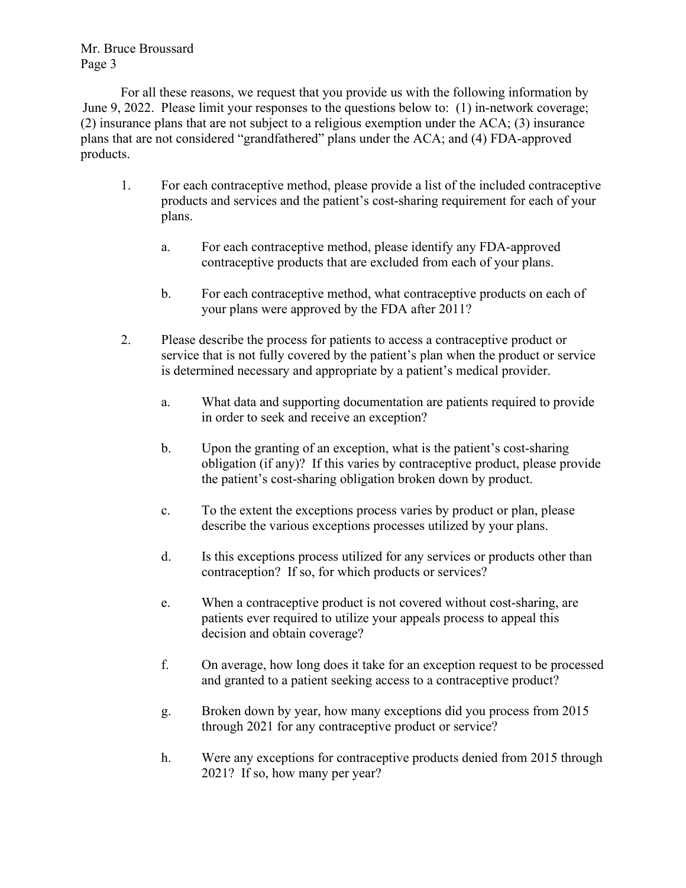For all these reasons, we request that you provide us with the following information by June 9, 2022. Please limit your responses to the questions below to: (1) in-network coverage; (2) insurance plans that are not subject to a religious exemption under the ACA; (3) insurance plans that are not considered "grandfathered" plans under the ACA; and (4) FDA-approved products.

1. For each contraceptive method, please provide a list of the included contraceptive products and services and the patient's cost-sharing requirement for each of your plans.

   a. For each contraceptive method, please identify any FDA-approved contraceptive products that are excluded from each of your plans.

   b. For each contraceptive method, what contraceptive products on each of your plans were approved by the FDA after 2011?

2. Please describe the process for patients to access a contraceptive product or service that is not fully covered by the patient's plan when the product or service is determined necessary and appropriate by a patient's medical provider.

   a. What data and supporting documentation are patients required to provide in order to seek and receive an exception?

   b. Upon the granting of an exception, what is the patient's cost-sharing obligation (if any)? If this varies by contraceptive product, please provide the patient's cost-sharing obligation broken down by product.

   c. To the extent the exceptions process varies by product or plan, please describe the various exceptions processes utilized by your plans.

   d. Is this exceptions process utilized for any services or products other than contraception? If so, for which products or services?

   e. When a contraceptive product is not covered without cost-sharing, are patients ever required to utilize your appeals process to appeal this decision and obtain coverage?

   f. On average, how long does it take for an exception request to be processed and granted to a patient seeking access to a contraceptive product?

   g. Broken down by year, how many exceptions did you process from 2015 through 2021 for any contraceptive product or service?

   h. Were any exceptions for contraceptive products denied from 2015 through 2021? If so, how many per year?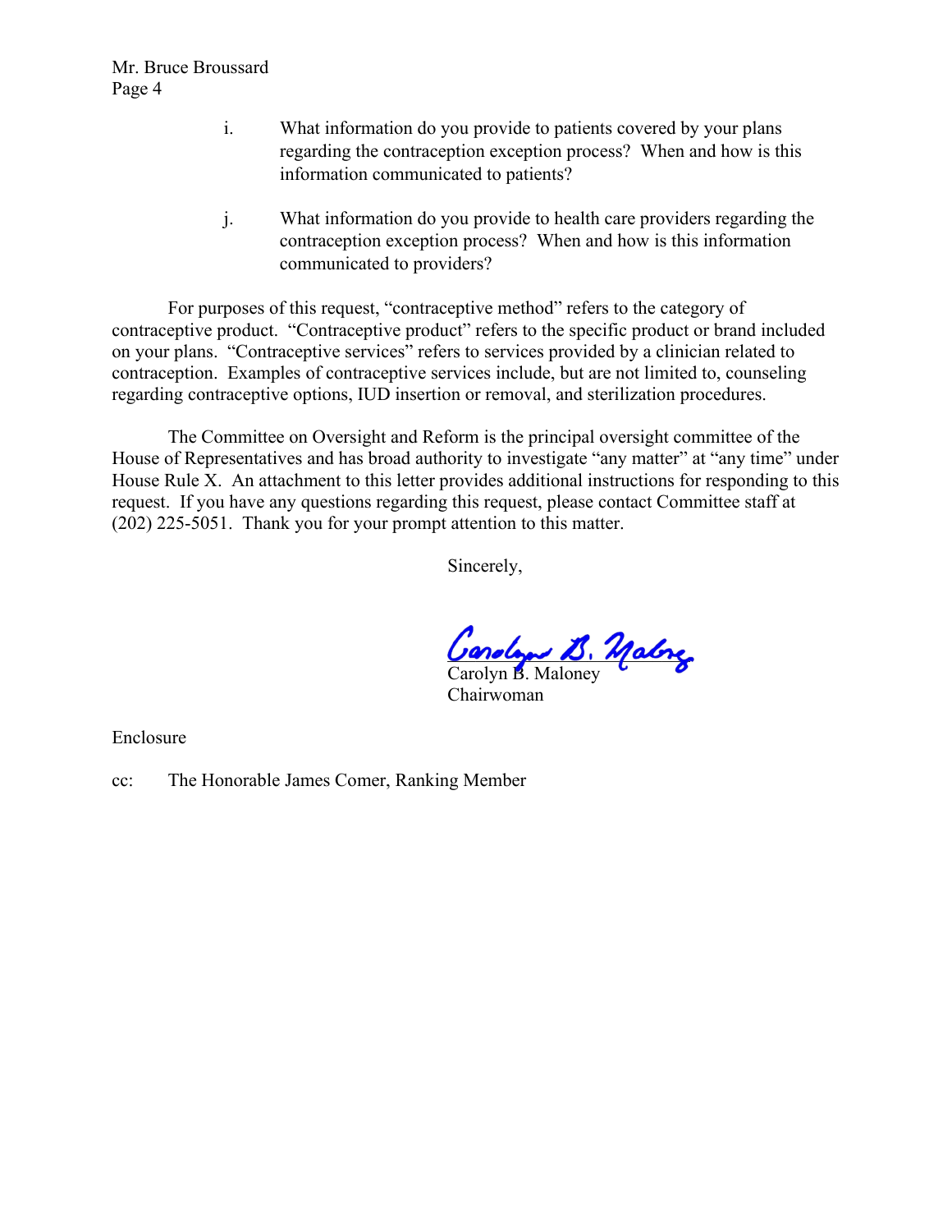i. What information do you provide to patients covered by your plans regarding the contraception exception process? When and how is this information communicated to patients?

j. What information do you provide to health care providers regarding the contraception exception process? When and how is this information communicated to providers?

For purposes of this request, "contraceptive method" refers to the category of contraceptive product. "Contraceptive product" refers to the specific product or brand included on your plans. "Contraceptive services" refers to services provided by a clinician related to contraception. Examples of contraceptive services include, but are not limited to, counseling regarding contraceptive options, IUD insertion or removal, and sterilization procedures.

The Committee on Oversight and Reform is the principal oversight committee of the House of Representatives and has broad authority to investigate "any matter" at "any time" under House Rule X. An attachment to this letter provides additional instructions for responding to this request. If you have any questions regarding this request, please contact Committee staff at (202) 225-5051. Thank you for your prompt attention to this matter.

Sincerely,

Carolyn B. Maloney
Chairwoman

Enclosure

cc: The Honorable James Comer, Ranking Member